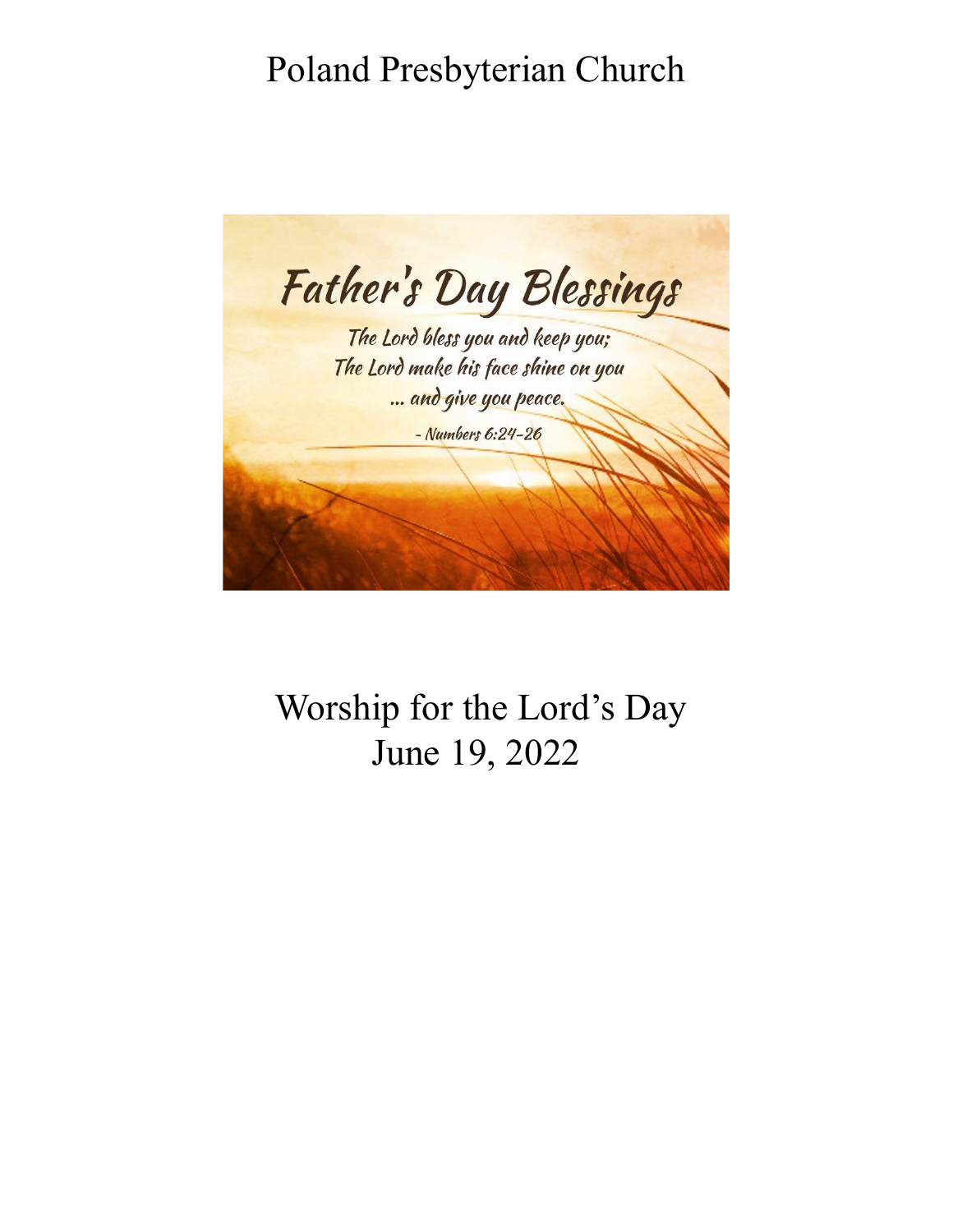# Poland Presbyterian Church

## Father's Day Blessings

*The Lord bless you and keep you;*
*The Lord make his face shine on you*
*... and give you peace.*

*- Numbers 6:24-26*

## Worship for the Lord's Day
## June 19, 2022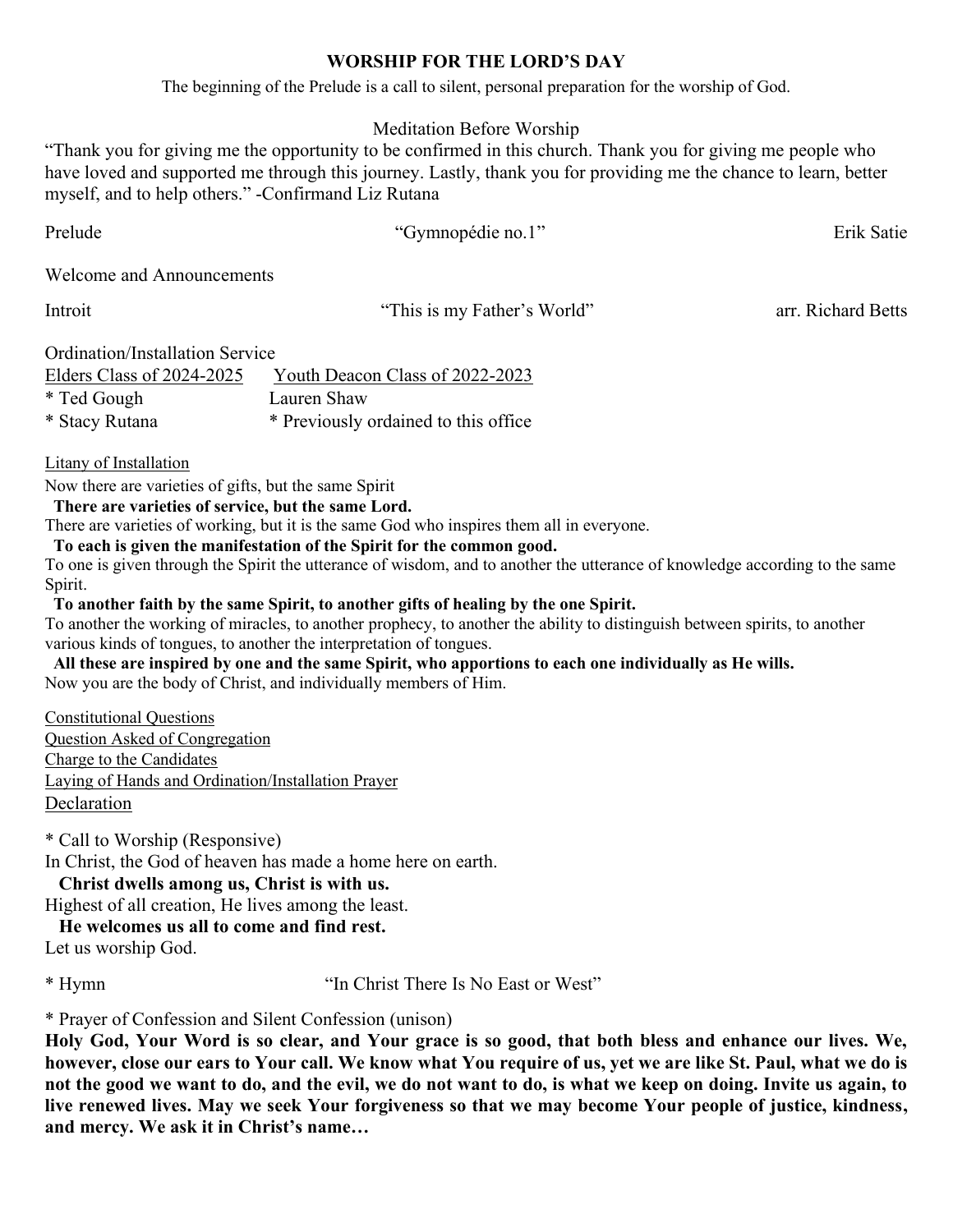# WORSHIP FOR THE LORD'S DAY

The beginning of the Prelude is a call to silent, personal preparation for the worship of God.

Meditation Before Worship

"Thank you for giving me the opportunity to be confirmed in this church. Thank you for giving me people who have loved and supported me through this journey. Lastly, thank you for providing me the chance to learn, better myself, and to help others." -Confirmand Liz Rutana

Prelude "Gymnopédie no.1" Erik Satie

Welcome and Announcements

Introit "This is my Father's World" arr. Richard Betts

Ordination/Installation Service

| Elders Class of 2024-2025 | Youth Deacon Class of 2022-2023 |
|---|---|
| * Ted Gough | Lauren Shaw |
| * Stacy Rutana | * Previously ordained to this office |

Litany of Installation

Now there are varieties of gifts, but the same Spirit

**There are varieties of service, but the same Lord.**

There are varieties of working, but it is the same God who inspires them all in everyone.

**To each is given the manifestation of the Spirit for the common good.**

To one is given through the Spirit the utterance of wisdom, and to another the utterance of knowledge according to the same Spirit.

**To another faith by the same Spirit, to another gifts of healing by the one Spirit.**

To another the working of miracles, to another prophecy, to another the ability to distinguish between spirits, to another various kinds of tongues, to another the interpretation of tongues.

**All these are inspired by one and the same Spirit, who apportions to each one individually as He wills.**

Now you are the body of Christ, and individually members of Him.

Constitutional Questions

Question Asked of Congregation

Charge to the Candidates

Laying of Hands and Ordination/Installation Prayer

Declaration

* Call to Worship (Responsive)

In Christ, the God of heaven has made a home here on earth.

**Christ dwells among us, Christ is with us.**

Highest of all creation, He lives among the least.

**He welcomes us all to come and find rest.**

Let us worship God.

* Hymn "In Christ There Is No East or West"

* Prayer of Confession and Silent Confession (unison)

**Holy God, Your Word is so clear, and Your grace is so good, that both bless and enhance our lives. We, however, close our ears to Your call. We know what You require of us, yet we are like St. Paul, what we do is not the good we want to do, and the evil, we do not want to do, is what we keep on doing. Invite us again, to live renewed lives. May we seek Your forgiveness so that we may become Your people of justice, kindness, and mercy. We ask it in Christ's name…**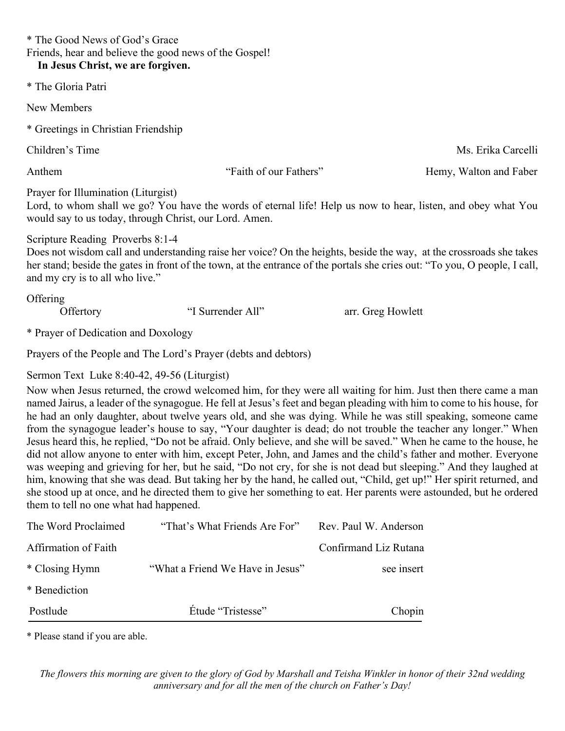* The Good News of God's Grace
Friends, hear and believe the good news of the Gospel!
**In Jesus Christ, we are forgiven.**

* The Gloria Patri

New Members

* Greetings in Christian Friendship

Children's Time — Ms. Erika Carcelli

Anthem — "Faith of our Fathers" — Hemy, Walton and Faber

Prayer for Illumination (Liturgist)
Lord, to whom shall we go? You have the words of eternal life! Help us now to hear, listen, and obey what You would say to us today, through Christ, our Lord. Amen.

Scripture Reading Proverbs 8:1-4
Does not wisdom call and understanding raise her voice? On the heights, beside the way, at the crossroads she takes her stand; beside the gates in front of the town, at the entrance of the portals she cries out: "To you, O people, I call, and my cry is to all who live."

Offering
Offertory — "I Surrender All" — arr. Greg Howlett

* Prayer of Dedication and Doxology

Prayers of the People and The Lord's Prayer (debts and debtors)

Sermon Text Luke 8:40-42, 49-56 (Liturgist)
Now when Jesus returned, the crowd welcomed him, for they were all waiting for him. Just then there came a man named Jairus, a leader of the synagogue. He fell at Jesus's feet and began pleading with him to come to his house, for he had an only daughter, about twelve years old, and she was dying. While he was still speaking, someone came from the synagogue leader's house to say, "Your daughter is dead; do not trouble the teacher any longer." When Jesus heard this, he replied, "Do not be afraid. Only believe, and she will be saved." When he came to the house, he did not allow anyone to enter with him, except Peter, John, and James and the child's father and mother. Everyone was weeping and grieving for her, but he said, "Do not cry, for she is not dead but sleeping." And they laughed at him, knowing that she was dead. But taking her by the hand, he called out, "Child, get up!" Her spirit returned, and she stood up at once, and he directed them to give her something to eat. Her parents were astounded, but he ordered them to tell no one what had happened.

The Word Proclaimed — "That's What Friends Are For" — Rev. Paul W. Anderson

Affirmation of Faith — Confirmand Liz Rutana

* Closing Hymn — "What a Friend We Have in Jesus" — see insert

* Benediction

Postlude — Étude "Tristesse" — Chopin

* Please stand if you are able.

*The flowers this morning are given to the glory of God by Marshall and Teisha Winkler in honor of their 32nd wedding anniversary and for all the men of the church on Father's Day!*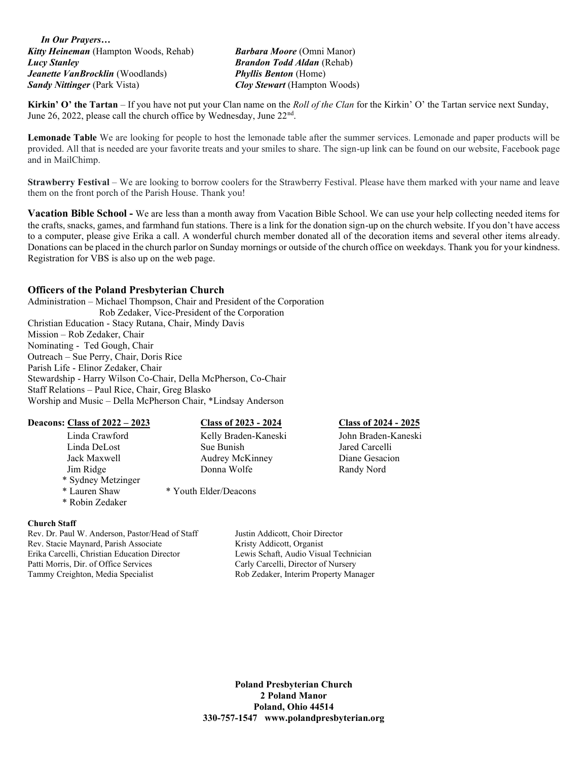***In Our Prayers…***

***Kitty Heineman*** (Hampton Woods, Rehab)
***Lucy Stanley***
***Jeanette VanBrocklin*** (Woodlands)
***Sandy Nittinger*** (Park Vista)
***Barbara Moore*** (Omni Manor)
***Brandon Todd Aldan*** (Rehab)
***Phyllis Benton*** (Home)
***Cloy Stewart*** (Hampton Woods)

**Kirkin' O' the Tartan** – If you have not put your Clan name on the *Roll of the Clan* for the Kirkin' O' the Tartan service next Sunday, June 26, 2022, please call the church office by Wednesday, June 22nd.

**Lemonade Table** We are looking for people to host the lemonade table after the summer services. Lemonade and paper products will be provided. All that is needed are your favorite treats and your smiles to share. The sign-up link can be found on our website, Facebook page and in MailChimp.

**Strawberry Festival** – We are looking to borrow coolers for the Strawberry Festival. Please have them marked with your name and leave them on the front porch of the Parish House. Thank you!

**Vacation Bible School -** We are less than a month away from Vacation Bible School. We can use your help collecting needed items for the crafts, snacks, games, and farmhand fun stations. There is a link for the donation sign-up on the church website. If you don't have access to a computer, please give Erika a call. A wonderful church member donated all of the decoration items and several other items already. Donations can be placed in the church parlor on Sunday mornings or outside of the church office on weekdays. Thank you for your kindness. Registration for VBS is also up on the web page.

## Officers of the Poland Presbyterian Church

Administration – Michael Thompson, Chair and President of the Corporation
Rob Zedaker, Vice-President of the Corporation
Christian Education - Stacy Rutana, Chair, Mindy Davis
Mission – Rob Zedaker, Chair
Nominating - Ted Gough, Chair
Outreach – Sue Perry, Chair, Doris Rice
Parish Life - Elinor Zedaker, Chair
Stewardship - Harry Wilson Co-Chair, Della McPherson, Co-Chair
Staff Relations – Paul Rice, Chair, Greg Blasko
Worship and Music – Della McPherson Chair, *Lindsay Anderson

**Deacons:**

| Class of 2022 – 2023 | Class of 2023 - 2024 | Class of 2024 - 2025 |
|---|---|---|
| Linda Crawford | Kelly Braden-Kaneski | John Braden-Kaneski |
| Linda DeLost | Sue Bunish | Jared Carcelli |
| Jack Maxwell | Audrey McKinney | Diane Gesacion |
| Jim Ridge | Donna Wolfe | Randy Nord |
| * Sydney Metzinger | | |
| * Lauren Shaw | | |
| * Robin Zedaker | | |

* Youth Elder/Deacons

**Church Staff**

Rev. Dr. Paul W. Anderson, Pastor/Head of Staff
Rev. Stacie Maynard, Parish Associate
Erika Carcelli, Christian Education Director
Patti Morris, Dir. of Office Services
Tammy Creighton, Media Specialist
Justin Addicott, Choir Director
Kristy Addicott, Organist
Lewis Schaft, Audio Visual Technician
Carly Carcelli, Director of Nursery
Rob Zedaker, Interim Property Manager

**Poland Presbyterian Church**
**2 Poland Manor**
**Poland, Ohio 44514**
**330-757-1547 www.polandpresbyterian.org**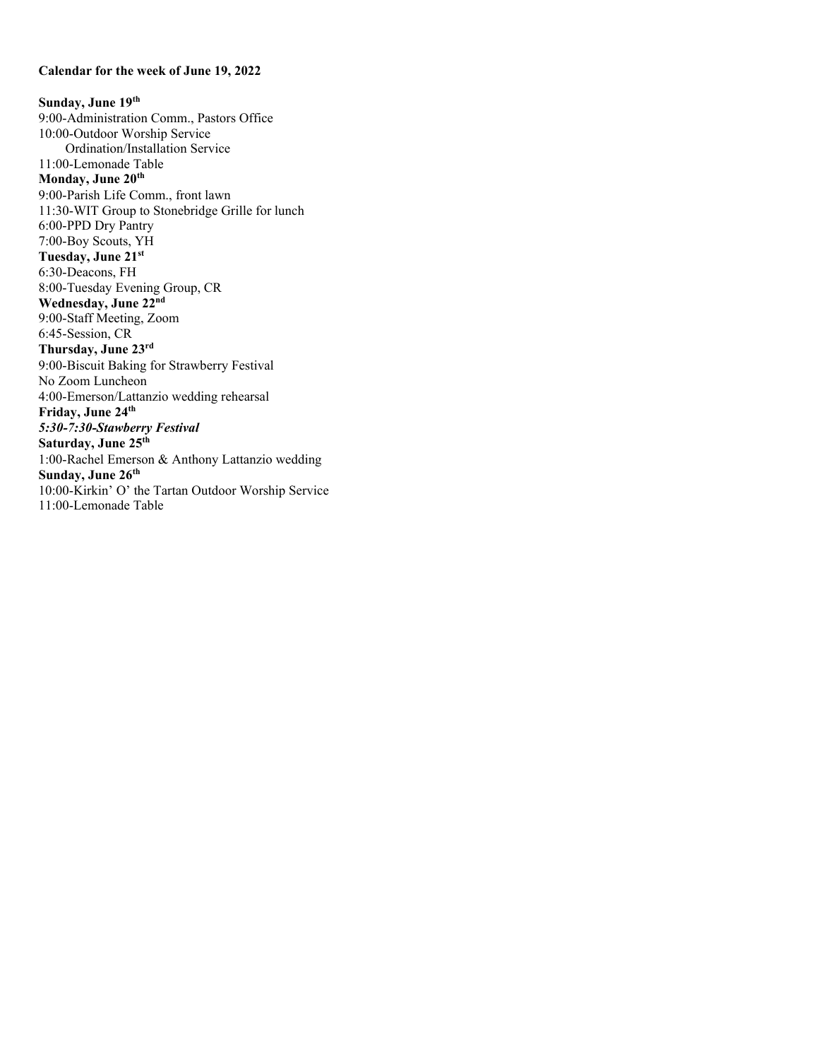**Calendar for the week of June 19, 2022**

**Sunday, June 19th**
9:00-Administration Comm., Pastors Office
10:00-Outdoor Worship Service
    Ordination/Installation Service
11:00-Lemonade Table

**Monday, June 20th**
9:00-Parish Life Comm., front lawn
11:30-WIT Group to Stonebridge Grille for lunch
6:00-PPD Dry Pantry
7:00-Boy Scouts, YH

**Tuesday, June 21st**
6:30-Deacons, FH
8:00-Tuesday Evening Group, CR

**Wednesday, June 22nd**
9:00-Staff Meeting, Zoom
6:45-Session, CR

**Thursday, June 23rd**
9:00-Biscuit Baking for Strawberry Festival
No Zoom Luncheon
4:00-Emerson/Lattanzio wedding rehearsal

**Friday, June 24th**
***5:30-7:30-Stawberry Festival***

**Saturday, June 25th**
1:00-Rachel Emerson & Anthony Lattanzio wedding

**Sunday, June 26th**
10:00-Kirkin' O' the Tartan Outdoor Worship Service
11:00-Lemonade Table